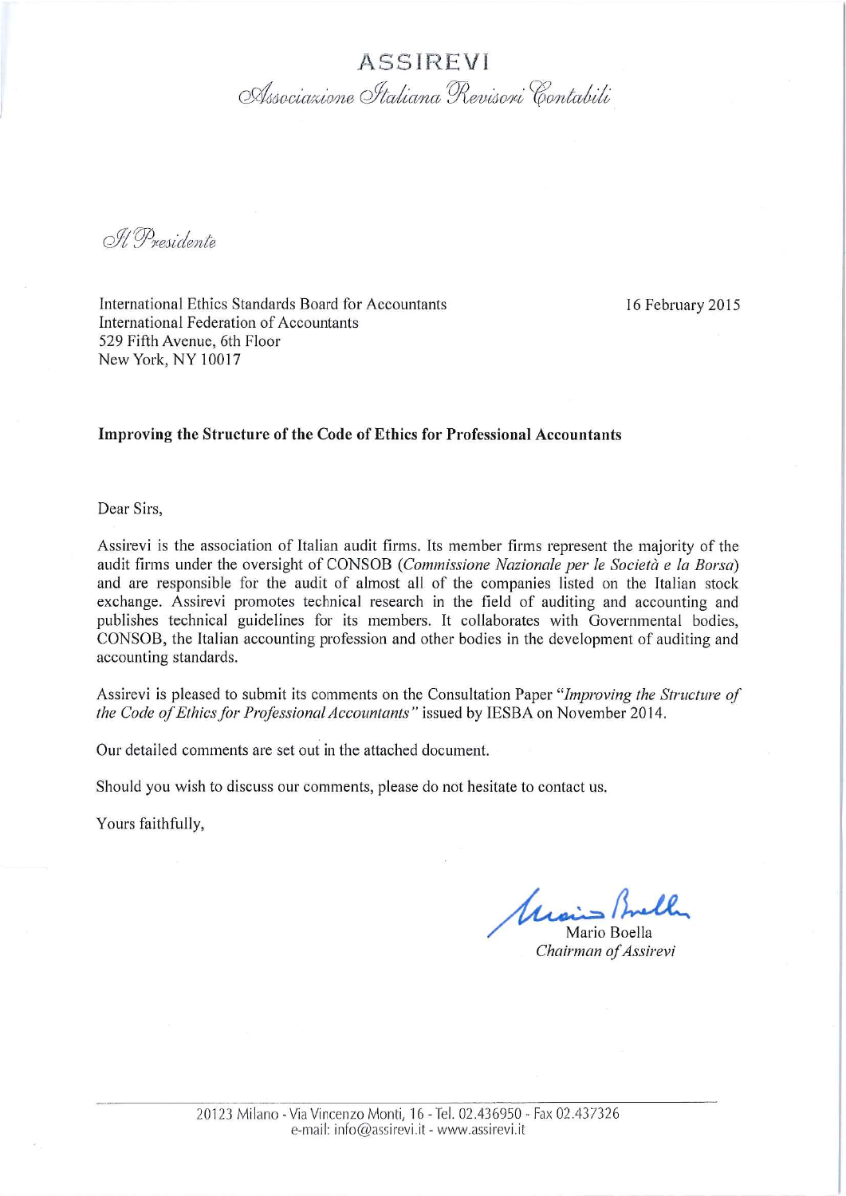# ASSIREVI

*Associazione Italiana Revisori Contabili*

*Il Presidente*

International Ethics Standards Board for Accountants
International Federation of Accountants
529 Fifth Avenue, 6th Floor
New York, NY 10017

16 February 2015

**Improving the Structure of the Code of Ethics for Professional Accountants**

Dear Sirs,

Assirevi is the association of Italian audit firms. Its member firms represent the majority of the audit firms under the oversight of CONSOB (*Commissione Nazionale per le Società e la Borsa*) and are responsible for the audit of almost all of the companies listed on the Italian stock exchange. Assirevi promotes technical research in the field of auditing and accounting and publishes technical guidelines for its members. It collaborates with Governmental bodies, CONSOB, the Italian accounting profession and other bodies in the development of auditing and accounting standards.

Assirevi is pleased to submit its comments on the Consultation Paper *"Improving the Structure of the Code of Ethics for Professional Accountants"* issued by IESBA on November 2014.

Our detailed comments are set out in the attached document.

Should you wish to discuss our comments, please do not hesitate to contact us.

Yours faithfully,

Mario Boella
*Chairman of Assirevi*

20123 Milano - Via Vincenzo Monti, 16 - Tel. 02.436950 - Fax 02.437326
e-mail: info@assirevi.it - www.assirevi.it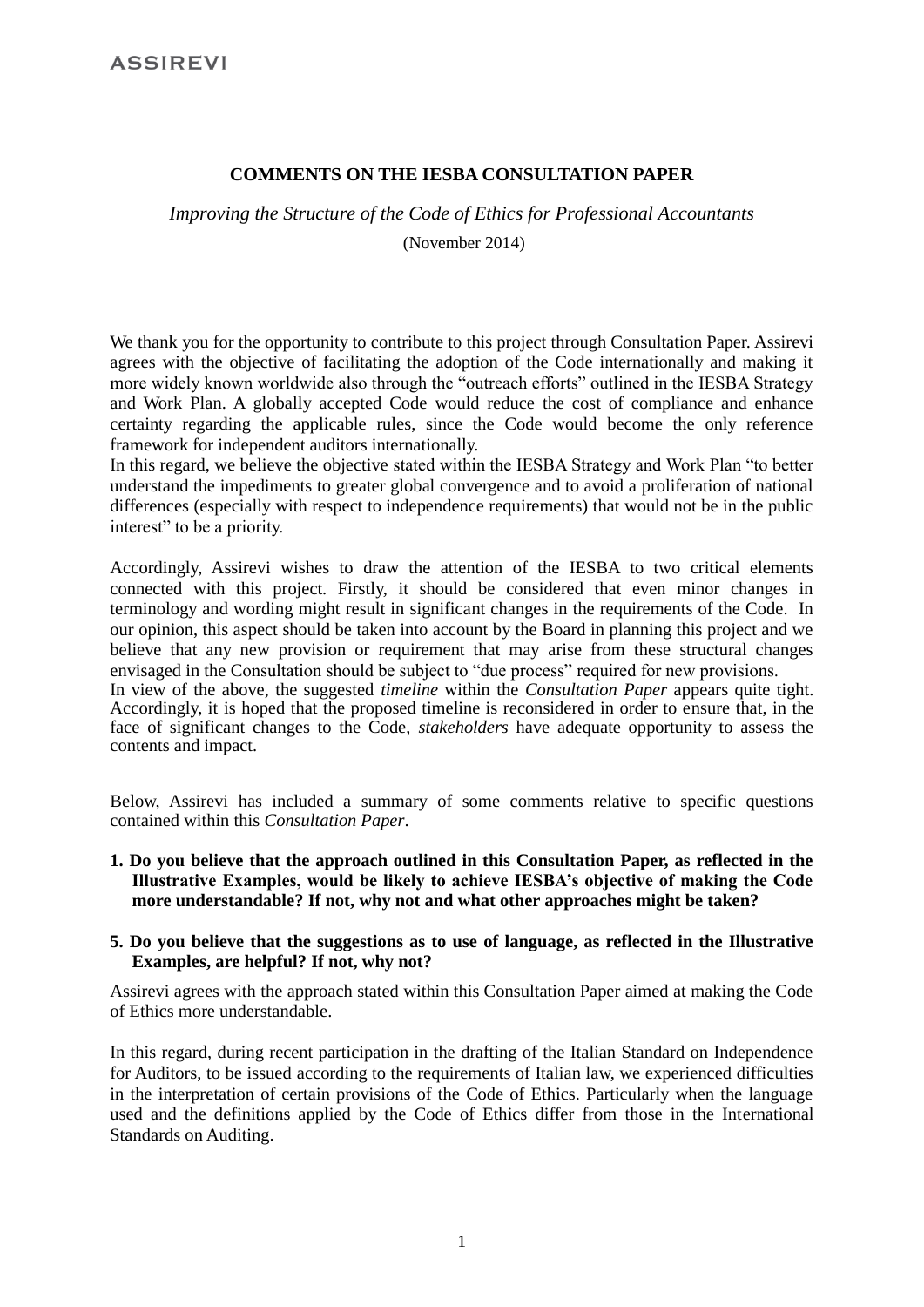**ASSIREVI**

**COMMENTS ON THE IESBA CONSULTATION PAPER**

*Improving the Structure of the Code of Ethics for Professional Accountants*

(November 2014)

We thank you for the opportunity to contribute to this project through Consultation Paper. Assirevi agrees with the objective of facilitating the adoption of the Code internationally and making it more widely known worldwide also through the "outreach efforts" outlined in the IESBA Strategy and Work Plan. A globally accepted Code would reduce the cost of compliance and enhance certainty regarding the applicable rules, since the Code would become the only reference framework for independent auditors internationally.

In this regard, we believe the objective stated within the IESBA Strategy and Work Plan "to better understand the impediments to greater global convergence and to avoid a proliferation of national differences (especially with respect to independence requirements) that would not be in the public interest" to be a priority.

Accordingly, Assirevi wishes to draw the attention of the IESBA to two critical elements connected with this project. Firstly, it should be considered that even minor changes in terminology and wording might result in significant changes in the requirements of the Code. In our opinion, this aspect should be taken into account by the Board in planning this project and we believe that any new provision or requirement that may arise from these structural changes envisaged in the Consultation should be subject to "due process" required for new provisions.

In view of the above, the suggested *timeline* within the *Consultation Paper* appears quite tight. Accordingly, it is hoped that the proposed timeline is reconsidered in order to ensure that, in the face of significant changes to the Code, *stakeholders* have adequate opportunity to assess the contents and impact.

Below, Assirevi has included a summary of some comments relative to specific questions contained within this *Consultation Paper*.

**1. Do you believe that the approach outlined in this Consultation Paper, as reflected in the Illustrative Examples, would be likely to achieve IESBA's objective of making the Code more understandable? If not, why not and what other approaches might be taken?**

**5. Do you believe that the suggestions as to use of language, as reflected in the Illustrative Examples, are helpful? If not, why not?**

Assirevi agrees with the approach stated within this Consultation Paper aimed at making the Code of Ethics more understandable.

In this regard, during recent participation in the drafting of the Italian Standard on Independence for Auditors, to be issued according to the requirements of Italian law, we experienced difficulties in the interpretation of certain provisions of the Code of Ethics. Particularly when the language used and the definitions applied by the Code of Ethics differ from those in the International Standards on Auditing.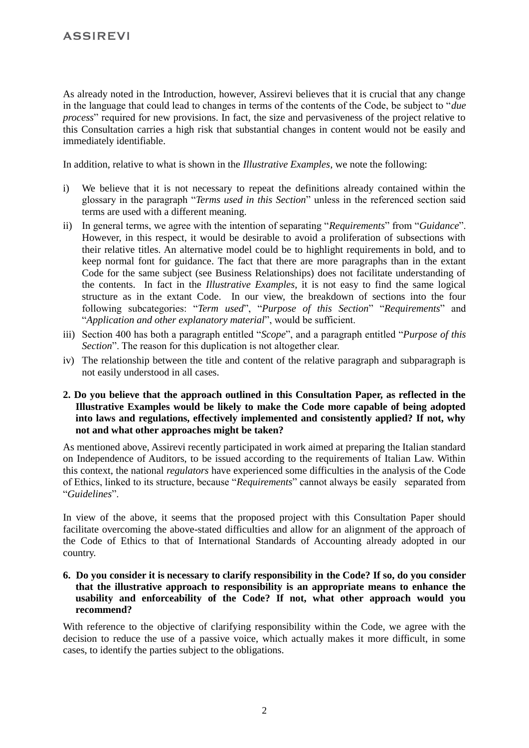As already noted in the Introduction, however, Assirevi believes that it is crucial that any change in the language that could lead to changes in terms of the contents of the Code, be subject to "*due process*" required for new provisions. In fact, the size and pervasiveness of the project relative to this Consultation carries a high risk that substantial changes in content would not be easily and immediately identifiable.

In addition, relative to what is shown in the *Illustrative Examples*, we note the following:

i) We believe that it is not necessary to repeat the definitions already contained within the glossary in the paragraph "*Terms used in this Section*" unless in the referenced section said terms are used with a different meaning.

ii) In general terms, we agree with the intention of separating "*Requirements*" from "*Guidance*". However, in this respect, it would be desirable to avoid a proliferation of subsections with their relative titles. An alternative model could be to highlight requirements in bold, and to keep normal font for guidance. The fact that there are more paragraphs than in the extant Code for the same subject (see Business Relationships) does not facilitate understanding of the contents. In fact in the *Illustrative Examples*, it is not easy to find the same logical structure as in the extant Code. In our view, the breakdown of sections into the four following subcategories: "*Term used*", "*Purpose of this Section*" "*Requirements*" and "*Application and other explanatory material*", would be sufficient.

iii) Section 400 has both a paragraph entitled "*Scope*", and a paragraph entitled "*Purpose of this Section*". The reason for this duplication is not altogether clear.

iv) The relationship between the title and content of the relative paragraph and subparagraph is not easily understood in all cases.

**2. Do you believe that the approach outlined in this Consultation Paper, as reflected in the Illustrative Examples would be likely to make the Code more capable of being adopted into laws and regulations, effectively implemented and consistently applied? If not, why not and what other approaches might be taken?**

As mentioned above, Assirevi recently participated in work aimed at preparing the Italian standard on Independence of Auditors, to be issued according to the requirements of Italian Law. Within this context, the national *regulators* have experienced some difficulties in the analysis of the Code of Ethics, linked to its structure, because "*Requirements*" cannot always be easily separated from "*Guidelines*".

In view of the above, it seems that the proposed project with this Consultation Paper should facilitate overcoming the above-stated difficulties and allow for an alignment of the approach of the Code of Ethics to that of International Standards of Accounting already adopted in our country.

**6. Do you consider it is necessary to clarify responsibility in the Code? If so, do you consider that the illustrative approach to responsibility is an appropriate means to enhance the usability and enforceability of the Code? If not, what other approach would you recommend?**

With reference to the objective of clarifying responsibility within the Code, we agree with the decision to reduce the use of a passive voice, which actually makes it more difficult, in some cases, to identify the parties subject to the obligations.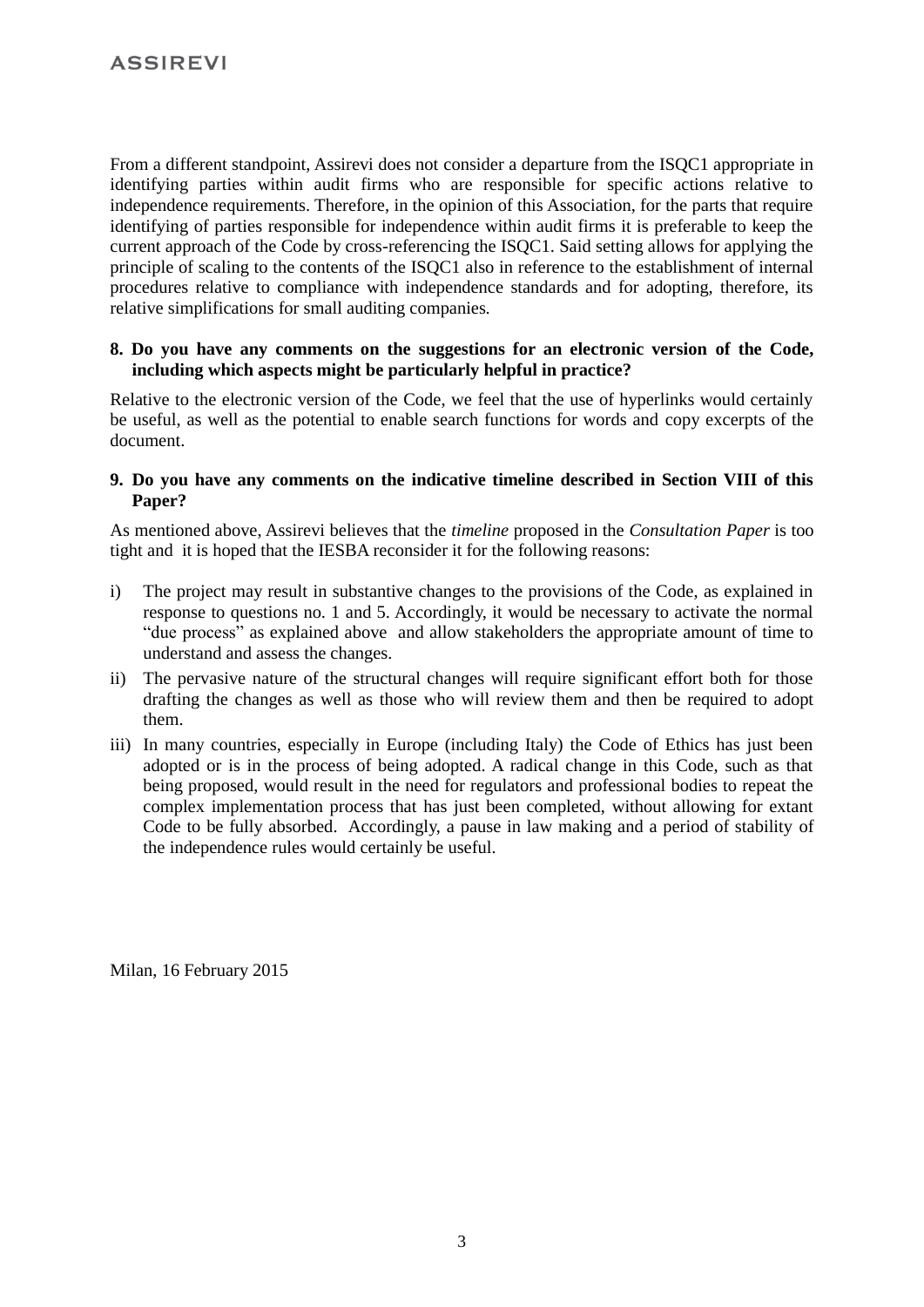From a different standpoint, Assirevi does not consider a departure from the ISQC1 appropriate in identifying parties within audit firms who are responsible for specific actions relative to independence requirements. Therefore, in the opinion of this Association, for the parts that require identifying of parties responsible for independence within audit firms it is preferable to keep the current approach of the Code by cross-referencing the ISQC1. Said setting allows for applying the principle of scaling to the contents of the ISQC1 also in reference to the establishment of internal procedures relative to compliance with independence standards and for adopting, therefore, its relative simplifications for small auditing companies.

**8. Do you have any comments on the suggestions for an electronic version of the Code, including which aspects might be particularly helpful in practice?**

Relative to the electronic version of the Code, we feel that the use of hyperlinks would certainly be useful, as well as the potential to enable search functions for words and copy excerpts of the document.

**9. Do you have any comments on the indicative timeline described in Section VIII of this Paper?**

As mentioned above, Assirevi believes that the *timeline* proposed in the *Consultation Paper* is too tight and it is hoped that the IESBA reconsider it for the following reasons:

i) The project may result in substantive changes to the provisions of the Code, as explained in response to questions no. 1 and 5. Accordingly, it would be necessary to activate the normal "due process" as explained above and allow stakeholders the appropriate amount of time to understand and assess the changes.

ii) The pervasive nature of the structural changes will require significant effort both for those drafting the changes as well as those who will review them and then be required to adopt them.

iii) In many countries, especially in Europe (including Italy) the Code of Ethics has just been adopted or is in the process of being adopted. A radical change in this Code, such as that being proposed, would result in the need for regulators and professional bodies to repeat the complex implementation process that has just been completed, without allowing for extant Code to be fully absorbed. Accordingly, a pause in law making and a period of stability of the independence rules would certainly be useful.

Milan, 16 February 2015